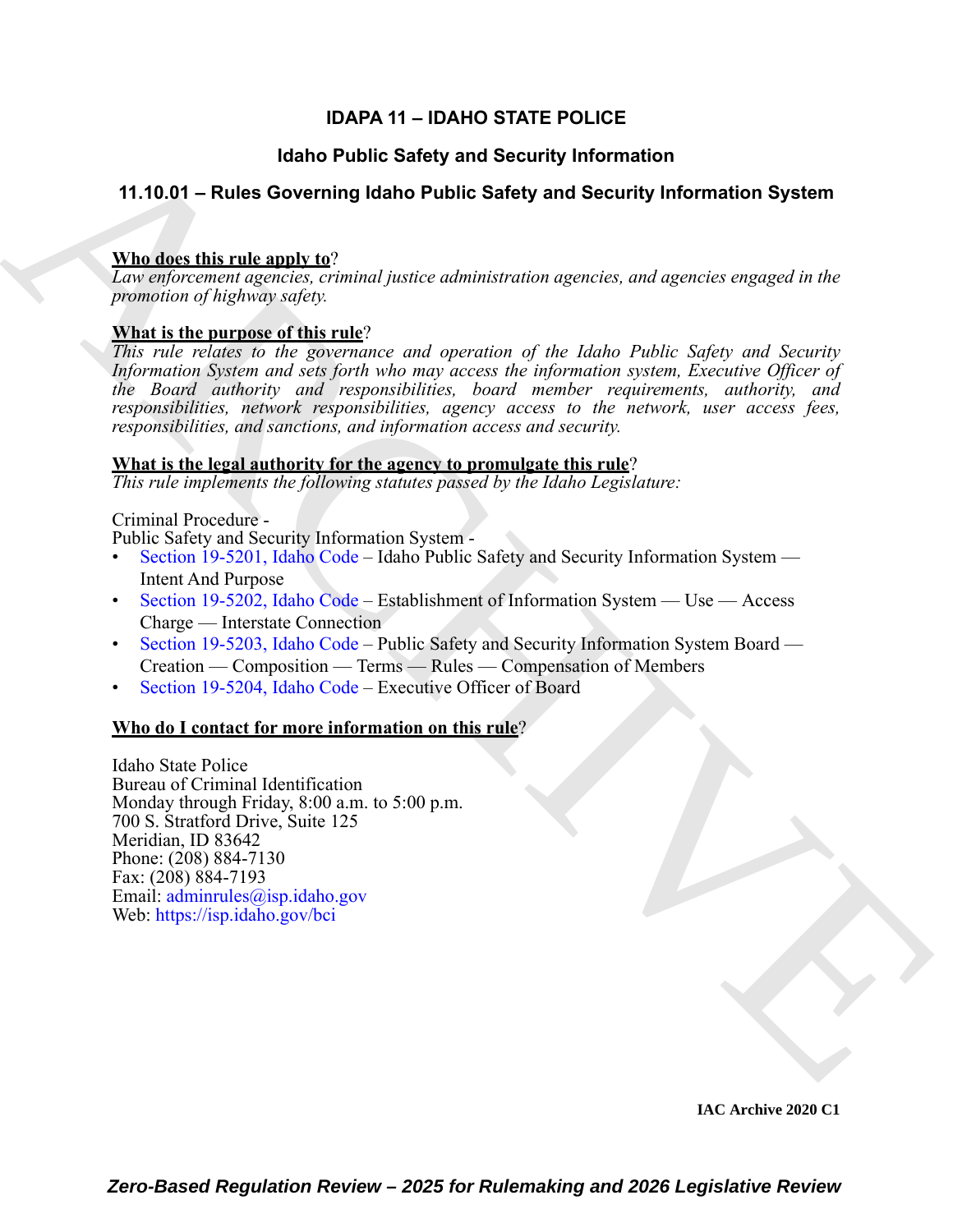# IDAPA 11 – IDAHO STATE POLICE

## Idaho Public Safety and Security Information

## 11.10.01 – Rules Governing Idaho Public Safety and Security Information System

**Who does this rule apply to?**
*Law enforcement agencies, criminal justice administration agencies, and agencies engaged in the promotion of highway safety.*

**What is the purpose of this rule?**
*This rule relates to the governance and operation of the Idaho Public Safety and Security Information System and sets forth who may access the information system, Executive Officer of the Board authority and responsibilities, board member requirements, authority, and responsibilities, network responsibilities, agency access to the network, user access fees, responsibilities, and sanctions, and information access and security.*

**What is the legal authority for the agency to promulgate this rule?**
*This rule implements the following statutes passed by the Idaho Legislature:*

Criminal Procedure -
Public Safety and Security Information System -

- Section 19-5201, Idaho Code – Idaho Public Safety and Security Information System — Intent And Purpose
- Section 19-5202, Idaho Code – Establishment of Information System — Use — Access Charge — Interstate Connection
- Section 19-5203, Idaho Code – Public Safety and Security Information System Board — Creation — Composition — Terms — Rules — Compensation of Members
- Section 19-5204, Idaho Code – Executive Officer of Board

**Who do I contact for more information on this rule?**

Idaho State Police
Bureau of Criminal Identification
Monday through Friday, 8:00 a.m. to 5:00 p.m.
700 S. Stratford Drive, Suite 125
Meridian, ID 83642
Phone: (208) 884-7130
Fax: (208) 884-7193
Email: adminrules@isp.idaho.gov
Web: https://isp.idaho.gov/bci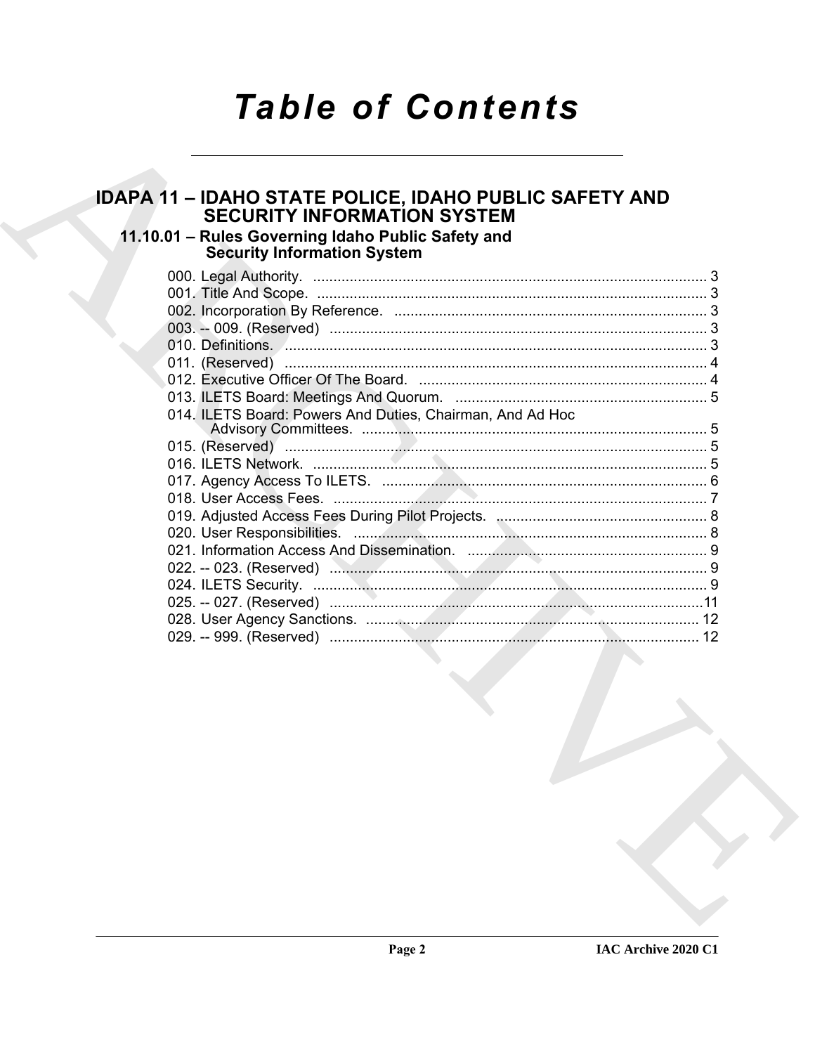# Table of Contents

## IDAPA 11 – IDAHO STATE POLICE, IDAHO PUBLIC SAFETY AND SECURITY INFORMATION SYSTEM

### 11.10.01 – Rules Governing Idaho Public Safety and Security Information System

000. Legal Authority. ........................................................................................ 3
001. Title And Scope. ........................................................................................ 3
002. Incorporation By Reference. ....................................................................... 3
003. -- 009. (Reserved) ...................................................................................... 3
010. Definitions. ................................................................................................ 3
011. (Reserved) ................................................................................................ 4
012. Executive Officer Of The Board. ................................................................ 4
013. ILETS Board: Meetings And Quorum. ........................................................ 5
014. ILETS Board: Powers And Duties, Chairman, And Ad Hoc Advisory Committees. ........................................................................................ 5
015. (Reserved) ................................................................................................ 5
016. ILETS Network. ......................................................................................... 5
017. Agency Access To ILETS. .......................................................................... 6
018. User Access Fees. ..................................................................................... 7
019. Adjusted Access Fees During Pilot Projects. .............................................. 8
020. User Responsibilities. ................................................................................ 8
021. Information Access And Dissemination. ..................................................... 9
022. -- 023. (Reserved) ...................................................................................... 9
024. ILETS Security. .......................................................................................... 9
025. -- 027. (Reserved) .....................................................................................11
028. User Agency Sanctions. ............................................................................ 12
029. -- 999. (Reserved) ..................................................................................... 12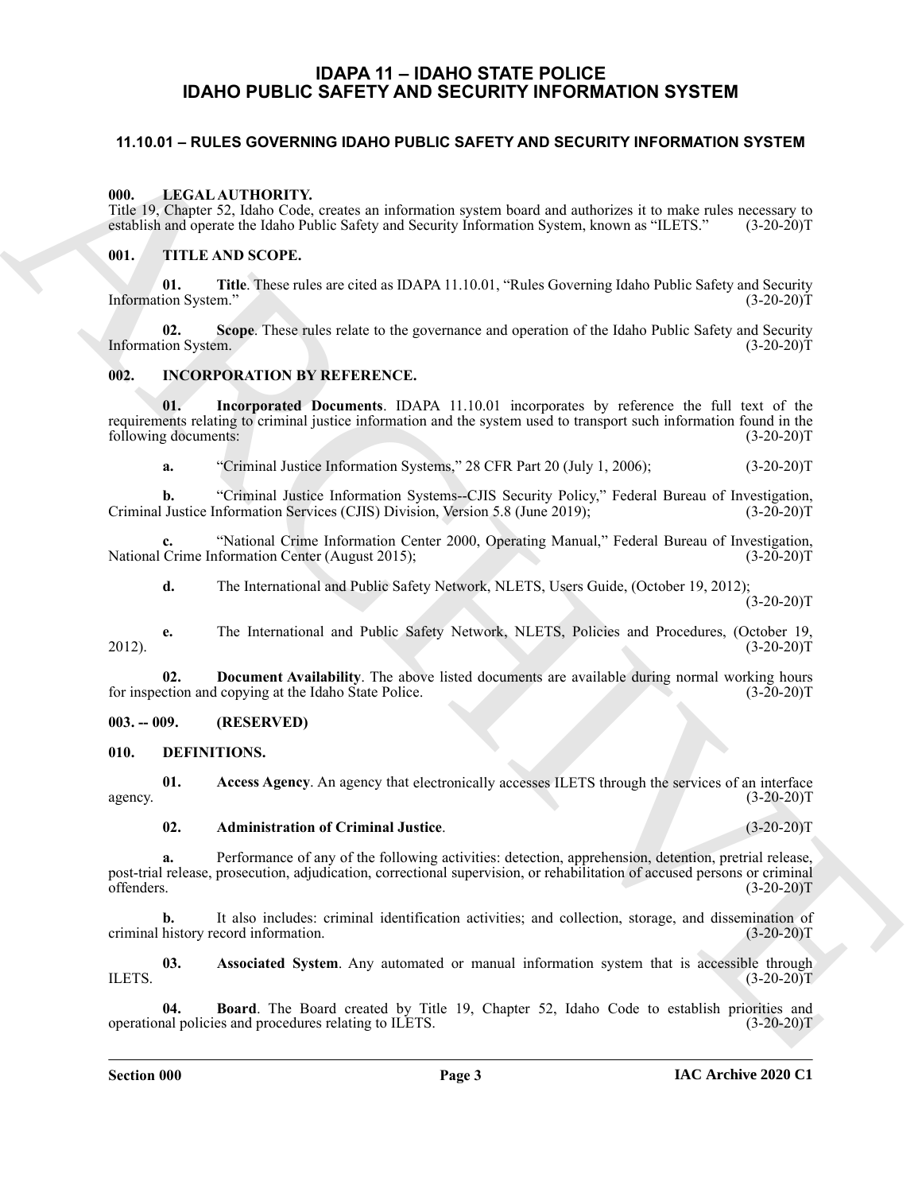# IDAPA 11 – IDAHO STATE POLICE
# IDAHO PUBLIC SAFETY AND SECURITY INFORMATION SYSTEM

## 11.10.01 – RULES GOVERNING IDAHO PUBLIC SAFETY AND SECURITY INFORMATION SYSTEM

### 000. LEGAL AUTHORITY.

Title 19, Chapter 52, Idaho Code, creates an information system board and authorizes it to make rules necessary to establish and operate the Idaho Public Safety and Security Information System, known as "ILETS." (3-20-20)T

### 001. TITLE AND SCOPE.

**01. Title**. These rules are cited as IDAPA 11.10.01, "Rules Governing Idaho Public Safety and Security Information System." (3-20-20)T

**02. Scope**. These rules relate to the governance and operation of the Idaho Public Safety and Security Information System. (3-20-20)T

### 002. INCORPORATION BY REFERENCE.

**01. Incorporated Documents**. IDAPA 11.10.01 incorporates by reference the full text of the requirements relating to criminal justice information and the system used to transport such information found in the following documents: (3-20-20)T

**a.** "Criminal Justice Information Systems," 28 CFR Part 20 (July 1, 2006); (3-20-20)T

**b.** "Criminal Justice Information Systems--CJIS Security Policy," Federal Bureau of Investigation, Criminal Justice Information Services (CJIS) Division, Version 5.8 (June 2019); (3-20-20)T

**c.** "National Crime Information Center 2000, Operating Manual," Federal Bureau of Investigation, National Crime Information Center (August 2015); (3-20-20)T

**d.** The International and Public Safety Network, NLETS, Users Guide, (October 19, 2012); (3-20-20)T

**e.** The International and Public Safety Network, NLETS, Policies and Procedures, (October 19, 2012). (3-20-20)T

**02. Document Availability**. The above listed documents are available during normal working hours for inspection and copying at the Idaho State Police. (3-20-20)T

### 003. -- 009. (RESERVED)

### 010. DEFINITIONS.

**01. Access Agency**. An agency that electronically accesses ILETS through the services of an interface agency. (3-20-20)T

**02. Administration of Criminal Justice**. (3-20-20)T

**a.** Performance of any of the following activities: detection, apprehension, detention, pretrial release, post-trial release, prosecution, adjudication, correctional supervision, or rehabilitation of accused persons or criminal offenders. (3-20-20)T

**b.** It also includes: criminal identification activities; and collection, storage, and dissemination of criminal history record information. (3-20-20)T

**03. Associated System**. Any automated or manual information system that is accessible through ILETS. (3-20-20)T

**04. Board**. The Board created by Title 19, Chapter 52, Idaho Code to establish priorities and operational policies and procedures relating to ILETS. (3-20-20)T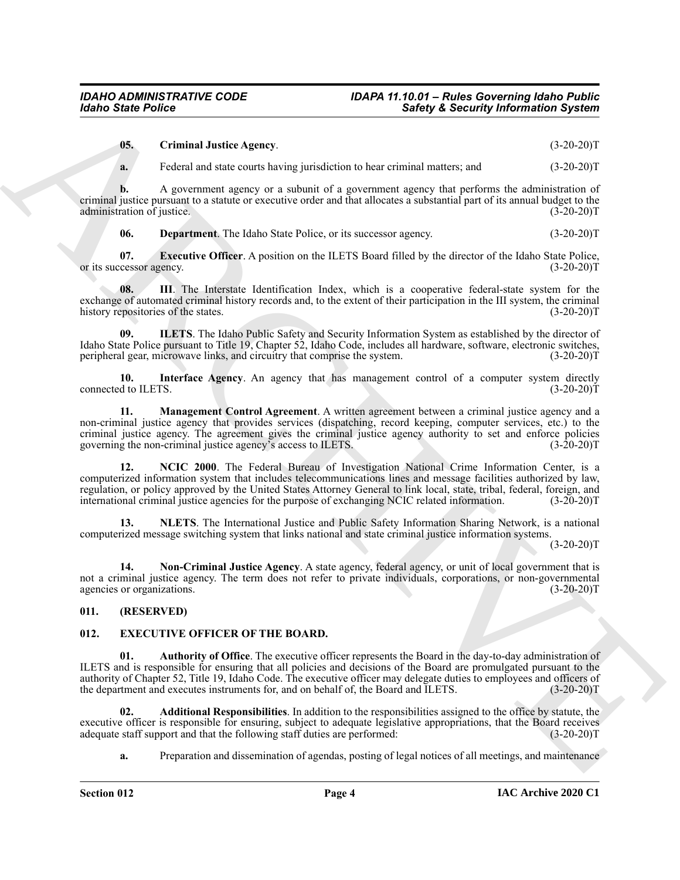**05. Criminal Justice Agency**. (3-20-20)T

**a.** Federal and state courts having jurisdiction to hear criminal matters; and (3-20-20)T

**b.** A government agency or a subunit of a government agency that performs the administration of criminal justice pursuant to a statute or executive order and that allocates a substantial part of its annual budget to the administration of justice. (3-20-20)T

**06. Department**. The Idaho State Police, or its successor agency. (3-20-20)T

**07. Executive Officer**. A position on the ILETS Board filled by the director of the Idaho State Police, or its successor agency. (3-20-20)T

**08. III**. The Interstate Identification Index, which is a cooperative federal-state system for the exchange of automated criminal history records and, to the extent of their participation in the III system, the criminal history repositories of the states. (3-20-20)T

**09. ILETS**. The Idaho Public Safety and Security Information System as established by the director of Idaho State Police pursuant to Title 19, Chapter 52, Idaho Code, includes all hardware, software, electronic switches, peripheral gear, microwave links, and circuitry that comprise the system. (3-20-20)T

**10. Interface Agency**. An agency that has management control of a computer system directly connected to ILETS. (3-20-20)T

**11. Management Control Agreement**. A written agreement between a criminal justice agency and a non-criminal justice agency that provides services (dispatching, record keeping, computer services, etc.) to the criminal justice agency. The agreement gives the criminal justice agency authority to set and enforce policies governing the non-criminal justice agency's access to ILETS. (3-20-20)T

**12. NCIC 2000**. The Federal Bureau of Investigation National Crime Information Center, is a computerized information system that includes telecommunications lines and message facilities authorized by law, regulation, or policy approved by the United States Attorney General to link local, state, tribal, federal, foreign, and international criminal justice agencies for the purpose of exchanging NCIC related information. (3-20-20)T

**13. NLETS**. The International Justice and Public Safety Information Sharing Network, is a national computerized message switching system that links national and state criminal justice information systems. (3-20-20)T

**14. Non-Criminal Justice Agency**. A state agency, federal agency, or unit of local government that is not a criminal justice agency. The term does not refer to private individuals, corporations, or non-governmental agencies or organizations. (3-20-20)T

## 011. (RESERVED)

## 012. EXECUTIVE OFFICER OF THE BOARD.

**01. Authority of Office**. The executive officer represents the Board in the day-to-day administration of ILETS and is responsible for ensuring that all policies and decisions of the Board are promulgated pursuant to the authority of Chapter 52, Title 19, Idaho Code. The executive officer may delegate duties to employees and officers of the department and executes instruments for, and on behalf of, the Board and ILETS. (3-20-20)T

**02. Additional Responsibilities**. In addition to the responsibilities assigned to the office by statute, the executive officer is responsible for ensuring, subject to adequate legislative appropriations, that the Board receives adequate staff support and that the following staff duties are performed: (3-20-20)T

**a.** Preparation and dissemination of agendas, posting of legal notices of all meetings, and maintenance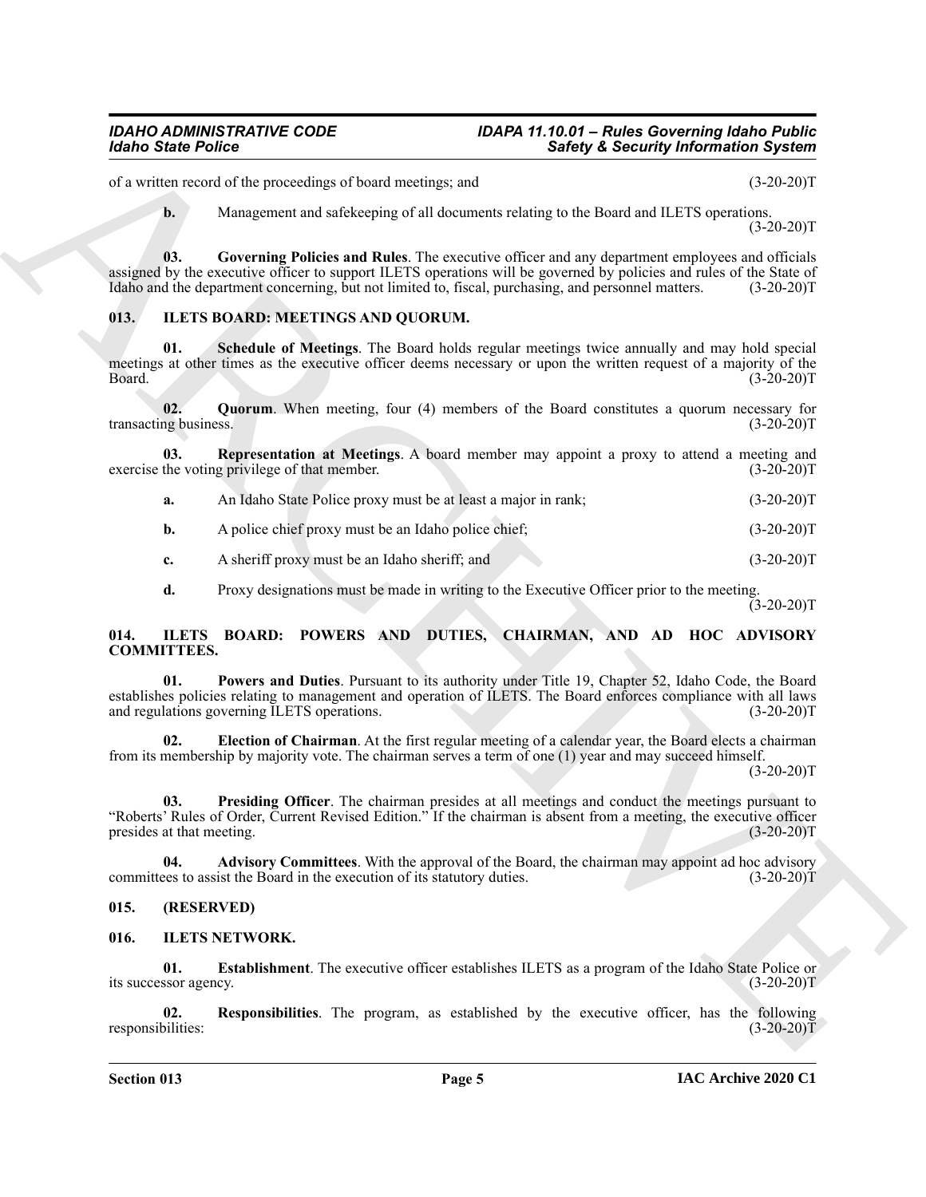of a written record of the proceedings of board meetings; and (3-20-20)T

**b.** Management and safekeeping of all documents relating to the Board and ILETS operations. (3-20-20)T

**03. Governing Policies and Rules**. The executive officer and any department employees and officials assigned by the executive officer to support ILETS operations will be governed by policies and rules of the State of Idaho and the department concerning, but not limited to, fiscal, purchasing, and personnel matters. (3-20-20)T

## 013. ILETS BOARD: MEETINGS AND QUORUM.

**01. Schedule of Meetings**. The Board holds regular meetings twice annually and may hold special meetings at other times as the executive officer deems necessary or upon the written request of a majority of the Board. (3-20-20)T

**02. Quorum**. When meeting, four (4) members of the Board constitutes a quorum necessary for transacting business. (3-20-20)T

**03. Representation at Meetings**. A board member may appoint a proxy to attend a meeting and exercise the voting privilege of that member. (3-20-20)T

**a.** An Idaho State Police proxy must be at least a major in rank; (3-20-20)T

**b.** A police chief proxy must be an Idaho police chief; (3-20-20)T

**c.** A sheriff proxy must be an Idaho sheriff; and (3-20-20)T

**d.** Proxy designations must be made in writing to the Executive Officer prior to the meeting. (3-20-20)T

## 014. ILETS BOARD: POWERS AND DUTIES, CHAIRMAN, AND AD HOC ADVISORY COMMITTEES.

**01. Powers and Duties**. Pursuant to its authority under Title 19, Chapter 52, Idaho Code, the Board establishes policies relating to management and operation of ILETS. The Board enforces compliance with all laws and regulations governing ILETS operations. (3-20-20)T

**02. Election of Chairman**. At the first regular meeting of a calendar year, the Board elects a chairman from its membership by majority vote. The chairman serves a term of one (1) year and may succeed himself. (3-20-20)T

**03. Presiding Officer**. The chairman presides at all meetings and conduct the meetings pursuant to "Roberts' Rules of Order, Current Revised Edition." If the chairman is absent from a meeting, the executive officer presides at that meeting. (3-20-20)T

**04. Advisory Committees**. With the approval of the Board, the chairman may appoint ad hoc advisory committees to assist the Board in the execution of its statutory duties. (3-20-20)T

## 015. (RESERVED)

## 016. ILETS NETWORK.

**01. Establishment**. The executive officer establishes ILETS as a program of the Idaho State Police or its successor agency. (3-20-20)T

**02. Responsibilities**. The program, as established by the executive officer, has the following responsibilities: (3-20-20)T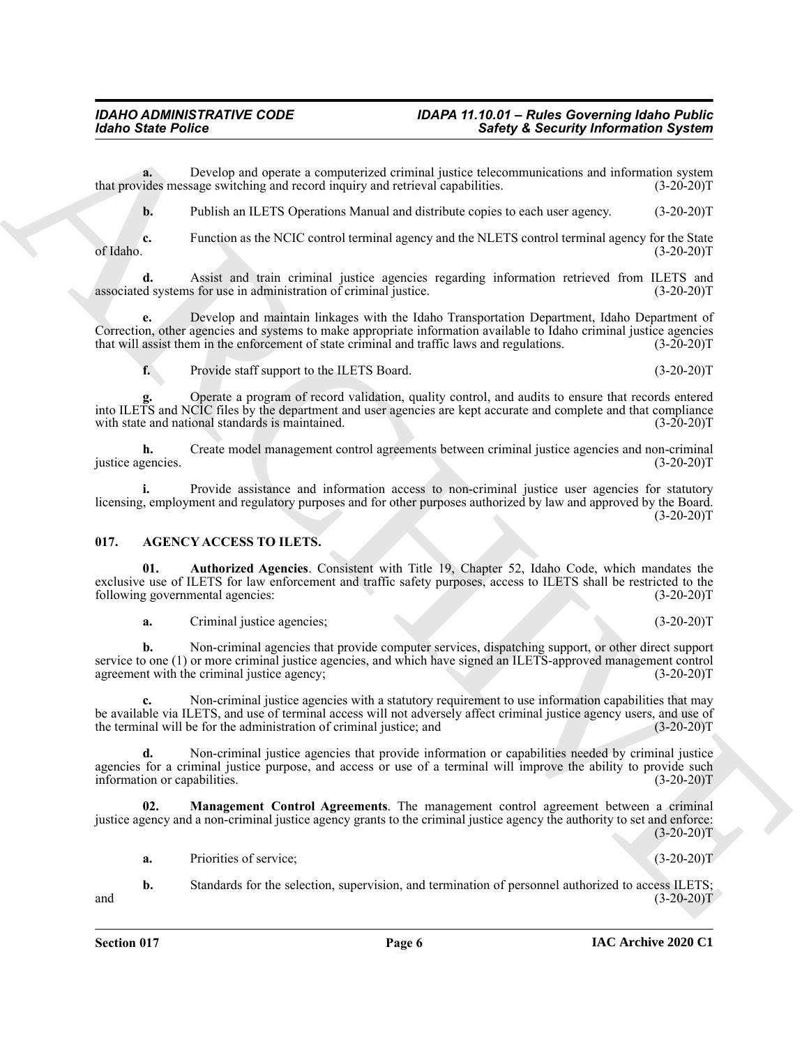**a.** Develop and operate a computerized criminal justice telecommunications and information system that provides message switching and record inquiry and retrieval capabilities. (3-20-20)T

**b.** Publish an ILETS Operations Manual and distribute copies to each user agency. (3-20-20)T

**c.** Function as the NCIC control terminal agency and the NLETS control terminal agency for the State of Idaho. (3-20-20)T

**d.** Assist and train criminal justice agencies regarding information retrieved from ILETS and associated systems for use in administration of criminal justice. (3-20-20)T

**e.** Develop and maintain linkages with the Idaho Transportation Department, Idaho Department of Correction, other agencies and systems to make appropriate information available to Idaho criminal justice agencies that will assist them in the enforcement of state criminal and traffic laws and regulations. (3-20-20)T

**f.** Provide staff support to the ILETS Board. (3-20-20)T

**g.** Operate a program of record validation, quality control, and audits to ensure that records entered into ILETS and NCIC files by the department and user agencies are kept accurate and complete and that compliance with state and national standards is maintained. (3-20-20)T

**h.** Create model management control agreements between criminal justice agencies and non-criminal justice agencies. (3-20-20)T

**i.** Provide assistance and information access to non-criminal justice user agencies for statutory licensing, employment and regulatory purposes and for other purposes authorized by law and approved by the Board. (3-20-20)T

## 017. AGENCY ACCESS TO ILETS.

**01. Authorized Agencies**. Consistent with Title 19, Chapter 52, Idaho Code, which mandates the exclusive use of ILETS for law enforcement and traffic safety purposes, access to ILETS shall be restricted to the following governmental agencies: (3-20-20)T

**a.** Criminal justice agencies; (3-20-20)T

**b.** Non-criminal agencies that provide computer services, dispatching support, or other direct support service to one (1) or more criminal justice agencies, and which have signed an ILETS-approved management control agreement with the criminal justice agency; (3-20-20)T

**c.** Non-criminal justice agencies with a statutory requirement to use information capabilities that may be available via ILETS, and use of terminal access will not adversely affect criminal justice agency users, and use of the terminal will be for the administration of criminal justice; and (3-20-20)T

**d.** Non-criminal justice agencies that provide information or capabilities needed by criminal justice agencies for a criminal justice purpose, and access or use of a terminal will improve the ability to provide such information or capabilities. (3-20-20)T

**02. Management Control Agreements**. The management control agreement between a criminal justice agency and a non-criminal justice agency grants to the criminal justice agency the authority to set and enforce: (3-20-20)T

**a.** Priorities of service; (3-20-20)T

**b.** Standards for the selection, supervision, and termination of personnel authorized to access ILETS; and (3-20-20)T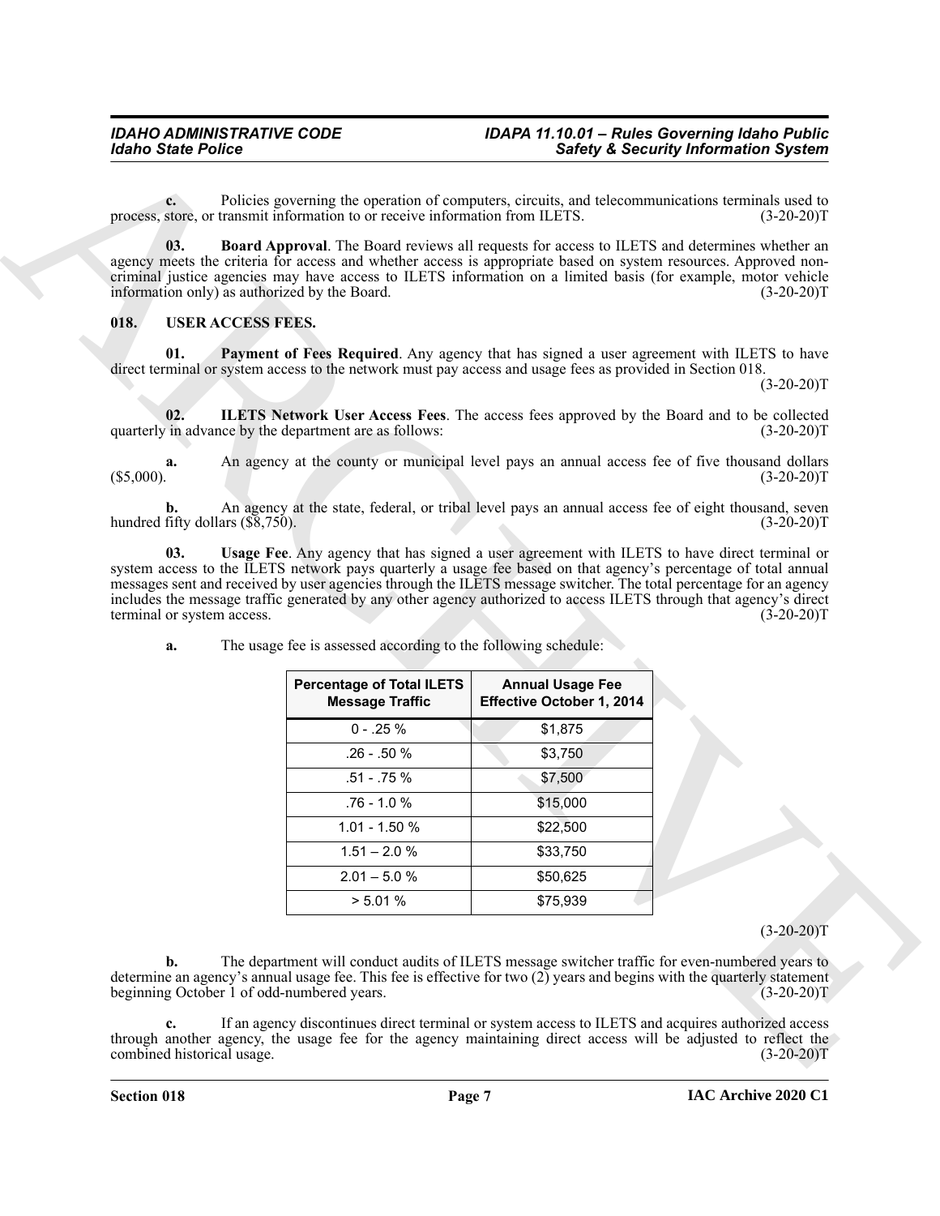**c.** Policies governing the operation of computers, circuits, and telecommunications terminals used to process, store, or transmit information to or receive information from ILETS. (3-20-20)T

**03. Board Approval**. The Board reviews all requests for access to ILETS and determines whether an agency meets the criteria for access and whether access is appropriate based on system resources. Approved non-criminal justice agencies may have access to ILETS information on a limited basis (for example, motor vehicle information only) as authorized by the Board. (3-20-20)T

## 018. USER ACCESS FEES.

**01. Payment of Fees Required**. Any agency that has signed a user agreement with ILETS to have direct terminal or system access to the network must pay access and usage fees as provided in Section 018. (3-20-20)T

**02. ILETS Network User Access Fees**. The access fees approved by the Board and to be collected quarterly in advance by the department are as follows: (3-20-20)T

**a.** An agency at the county or municipal level pays an annual access fee of five thousand dollars ($5,000). (3-20-20)T

**b.** An agency at the state, federal, or tribal level pays an annual access fee of eight thousand, seven hundred fifty dollars ($8,750). (3-20-20)T

**03. Usage Fee**. Any agency that has signed a user agreement with ILETS to have direct terminal or system access to the ILETS network pays quarterly a usage fee based on that agency's percentage of total annual messages sent and received by user agencies through the ILETS message switcher. The total percentage for an agency includes the message traffic generated by any other agency authorized to access ILETS through that agency's direct terminal or system access. (3-20-20)T

**a.** The usage fee is assessed according to the following schedule:

| Percentage of Total ILETS Message Traffic | Annual Usage Fee Effective October 1, 2014 |
|---|---|
| 0 - .25 % | $1,875 |
| .26 - .50 % | $3,750 |
| .51 - .75 % | $7,500 |
| .76 - 1.0 % | $15,000 |
| 1.01 - 1.50 % | $22,500 |
| 1.51 – 2.0 % | $33,750 |
| 2.01 – 5.0 % | $50,625 |
| > 5.01 % | $75,939 |

(3-20-20)T

**b.** The department will conduct audits of ILETS message switcher traffic for even-numbered years to determine an agency's annual usage fee. This fee is effective for two (2) years and begins with the quarterly statement beginning October 1 of odd-numbered years. (3-20-20)T

**c.** If an agency discontinues direct terminal or system access to ILETS and acquires authorized access through another agency, the usage fee for the agency maintaining direct access will be adjusted to reflect the combined historical usage. (3-20-20)T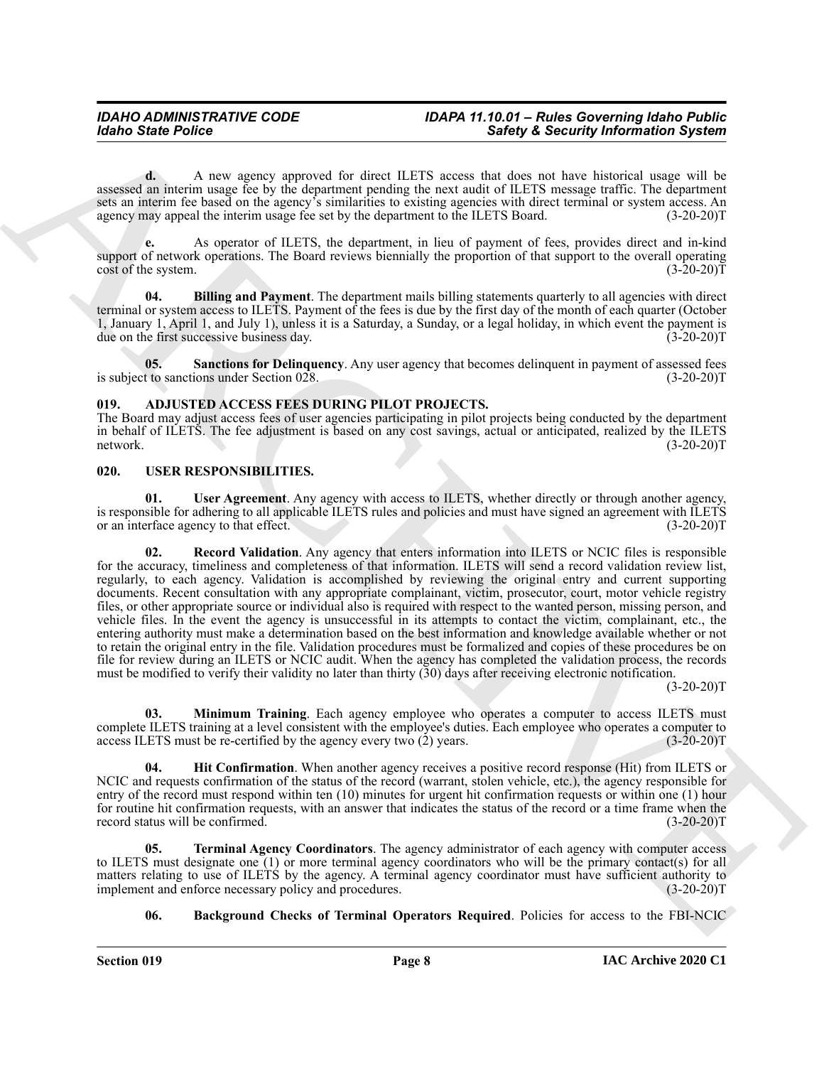**d.** A new agency approved for direct ILETS access that does not have historical usage will be assessed an interim usage fee by the department pending the next audit of ILETS message traffic. The department sets an interim fee based on the agency's similarities to existing agencies with direct terminal or system access. An agency may appeal the interim usage fee set by the department to the ILETS Board. (3-20-20)T

**e.** As operator of ILETS, the department, in lieu of payment of fees, provides direct and in-kind support of network operations. The Board reviews biennially the proportion of that support to the overall operating cost of the system. (3-20-20)T

**04. Billing and Payment**. The department mails billing statements quarterly to all agencies with direct terminal or system access to ILETS. Payment of the fees is due by the first day of the month of each quarter (October 1, January 1, April 1, and July 1), unless it is a Saturday, a Sunday, or a legal holiday, in which event the payment is due on the first successive business day. (3-20-20)T

**05. Sanctions for Delinquency**. Any user agency that becomes delinquent in payment of assessed fees is subject to sanctions under Section 028. (3-20-20)T

## 019. ADJUSTED ACCESS FEES DURING PILOT PROJECTS.

The Board may adjust access fees of user agencies participating in pilot projects being conducted by the department in behalf of ILETS. The fee adjustment is based on any cost savings, actual or anticipated, realized by the ILETS network. (3-20-20)T

## 020. USER RESPONSIBILITIES.

**01. User Agreement**. Any agency with access to ILETS, whether directly or through another agency, is responsible for adhering to all applicable ILETS rules and policies and must have signed an agreement with ILETS or an interface agency to that effect. (3-20-20)T

**02. Record Validation**. Any agency that enters information into ILETS or NCIC files is responsible for the accuracy, timeliness and completeness of that information. ILETS will send a record validation review list, regularly, to each agency. Validation is accomplished by reviewing the original entry and current supporting documents. Recent consultation with any appropriate complainant, victim, prosecutor, court, motor vehicle registry files, or other appropriate source or individual also is required with respect to the wanted person, missing person, and vehicle files. In the event the agency is unsuccessful in its attempts to contact the victim, complainant, etc., the entering authority must make a determination based on the best information and knowledge available whether or not to retain the original entry in the file. Validation procedures must be formalized and copies of these procedures be on file for review during an ILETS or NCIC audit. When the agency has completed the validation process, the records must be modified to verify their validity no later than thirty (30) days after receiving electronic notification. (3-20-20)T

**03. Minimum Training**. Each agency employee who operates a computer to access ILETS must complete ILETS training at a level consistent with the employee's duties. Each employee who operates a computer to access ILETS must be re-certified by the agency every two (2) years. (3-20-20)T

**04. Hit Confirmation**. When another agency receives a positive record response (Hit) from ILETS or NCIC and requests confirmation of the status of the record (warrant, stolen vehicle, etc.), the agency responsible for entry of the record must respond within ten (10) minutes for urgent hit confirmation requests or within one (1) hour for routine hit confirmation requests, with an answer that indicates the status of the record or a time frame when the record status will be confirmed. (3-20-20)T

**05. Terminal Agency Coordinators**. The agency administrator of each agency with computer access to ILETS must designate one (1) or more terminal agency coordinators who will be the primary contact(s) for all matters relating to use of ILETS by the agency. A terminal agency coordinator must have sufficient authority to implement and enforce necessary policy and procedures. (3-20-20)T

**06. Background Checks of Terminal Operators Required**. Policies for access to the FBI-NCIC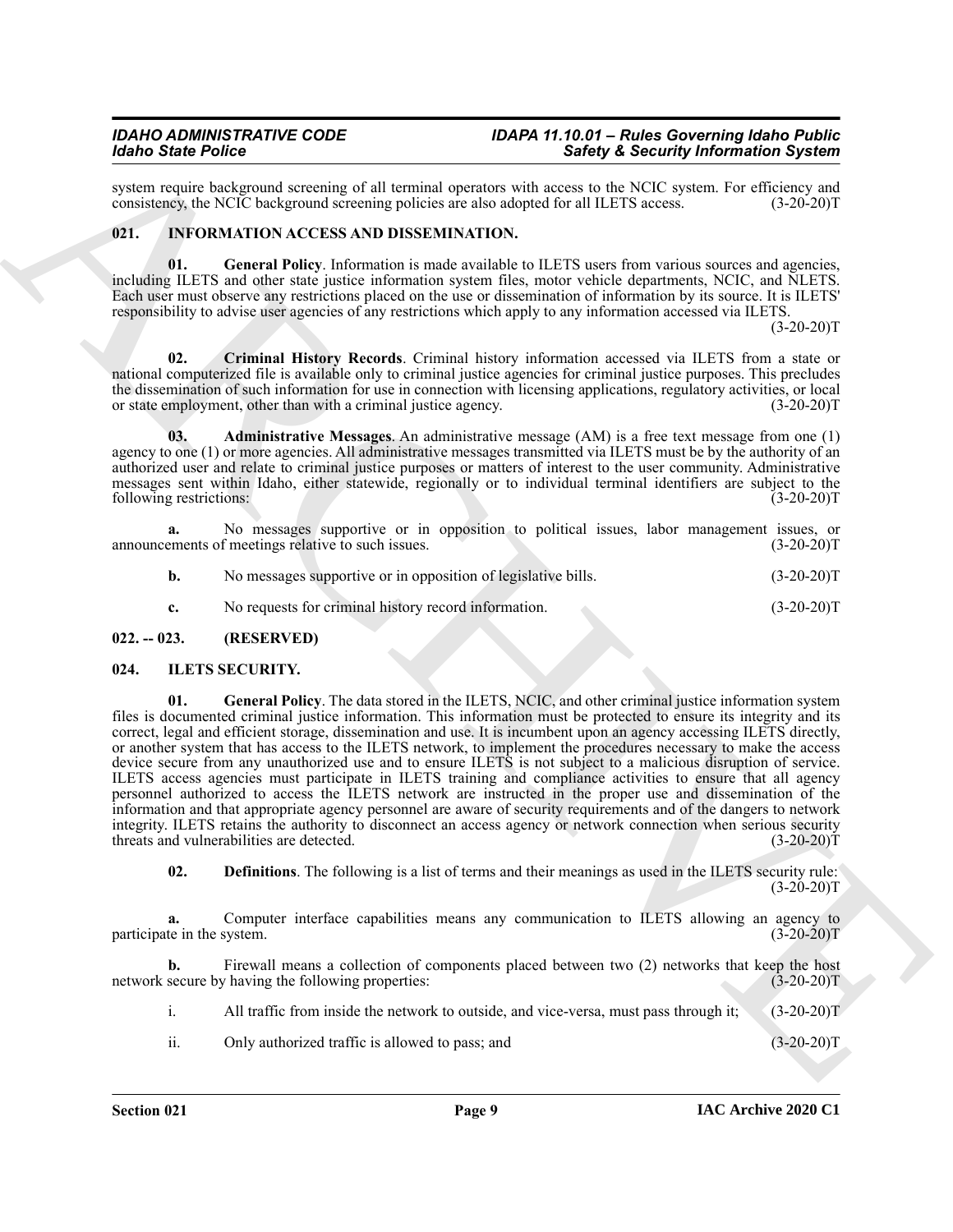system require background screening of all terminal operators with access to the NCIC system. For efficiency and consistency, the NCIC background screening policies are also adopted for all ILETS access. (3-20-20)T

## 021. INFORMATION ACCESS AND DISSEMINATION.

**01. General Policy**. Information is made available to ILETS users from various sources and agencies, including ILETS and other state justice information system files, motor vehicle departments, NCIC, and NLETS. Each user must observe any restrictions placed on the use or dissemination of information by its source. It is ILETS' responsibility to advise user agencies of any restrictions which apply to any information accessed via ILETS. (3-20-20)T

**02. Criminal History Records**. Criminal history information accessed via ILETS from a state or national computerized file is available only to criminal justice agencies for criminal justice purposes. This precludes the dissemination of such information for use in connection with licensing applications, regulatory activities, or local or state employment, other than with a criminal justice agency. (3-20-20)T

**03. Administrative Messages**. An administrative message (AM) is a free text message from one (1) agency to one (1) or more agencies. All administrative messages transmitted via ILETS must be by the authority of an authorized user and relate to criminal justice purposes or matters of interest to the user community. Administrative messages sent within Idaho, either statewide, regionally or to individual terminal identifiers are subject to the following restrictions: (3-20-20)T

**a.** No messages supportive or in opposition to political issues, labor management issues, or announcements of meetings relative to such issues. (3-20-20)T

**b.** No messages supportive or in opposition of legislative bills. (3-20-20)T

**c.** No requests for criminal history record information. (3-20-20)T

## 022. -- 023. (RESERVED)

## 024. ILETS SECURITY.

**01. General Policy**. The data stored in the ILETS, NCIC, and other criminal justice information system files is documented criminal justice information. This information must be protected to ensure its integrity and its correct, legal and efficient storage, dissemination and use. It is incumbent upon an agency accessing ILETS directly, or another system that has access to the ILETS network, to implement the procedures necessary to make the access device secure from any unauthorized use and to ensure ILETS is not subject to a malicious disruption of service. ILETS access agencies must participate in ILETS training and compliance activities to ensure that all agency personnel authorized to access the ILETS network are instructed in the proper use and dissemination of the information and that appropriate agency personnel are aware of security requirements and of the dangers to network integrity. ILETS retains the authority to disconnect an access agency or network connection when serious security threats and vulnerabilities are detected. (3-20-20)T

**02. Definitions**. The following is a list of terms and their meanings as used in the ILETS security rule: (3-20-20)T

**a.** Computer interface capabilities means any communication to ILETS allowing an agency to participate in the system. (3-20-20)T

**b.** Firewall means a collection of components placed between two (2) networks that keep the host network secure by having the following properties: (3-20-20)T

i. All traffic from inside the network to outside, and vice-versa, must pass through it; (3-20-20)T

ii. Only authorized traffic is allowed to pass; and (3-20-20)T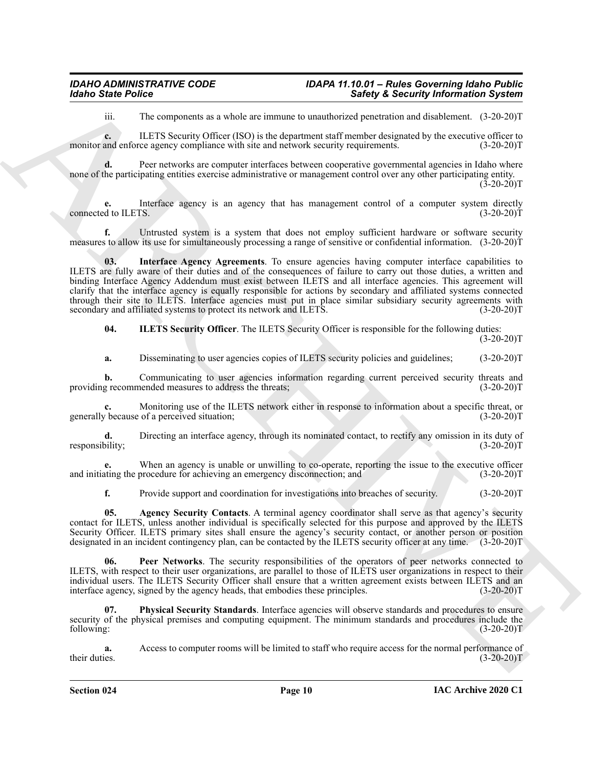iii. The components as a whole are immune to unauthorized penetration and disablement. (3-20-20)T

**c.** ILETS Security Officer (ISO) is the department staff member designated by the executive officer to monitor and enforce agency compliance with site and network security requirements. (3-20-20)T

**d.** Peer networks are computer interfaces between cooperative governmental agencies in Idaho where none of the participating entities exercise administrative or management control over any other participating entity. (3-20-20)T

**e.** Interface agency is an agency that has management control of a computer system directly connected to ILETS. (3-20-20)T

**f.** Untrusted system is a system that does not employ sufficient hardware or software security measures to allow its use for simultaneously processing a range of sensitive or confidential information. (3-20-20)T

**03. Interface Agency Agreements**. To ensure agencies having computer interface capabilities to ILETS are fully aware of their duties and of the consequences of failure to carry out those duties, a written and binding Interface Agency Addendum must exist between ILETS and all interface agencies. This agreement will clarify that the interface agency is equally responsible for actions by secondary and affiliated systems connected through their site to ILETS. Interface agencies must put in place similar subsidiary security agreements with secondary and affiliated systems to protect its network and ILETS. (3-20-20)T

**04. ILETS Security Officer**. The ILETS Security Officer is responsible for the following duties: (3-20-20)T

**a.** Disseminating to user agencies copies of ILETS security policies and guidelines; (3-20-20)T

**b.** Communicating to user agencies information regarding current perceived security threats and providing recommended measures to address the threats; (3-20-20)T

**c.** Monitoring use of the ILETS network either in response to information about a specific threat, or generally because of a perceived situation; (3-20-20)T

**d.** Directing an interface agency, through its nominated contact, to rectify any omission in its duty of responsibility; (3-20-20)T

**e.** When an agency is unable or unwilling to co-operate, reporting the issue to the executive officer and initiating the procedure for achieving an emergency disconnection; and (3-20-20)T

**f.** Provide support and coordination for investigations into breaches of security. (3-20-20)T

**05. Agency Security Contacts**. A terminal agency coordinator shall serve as that agency's security contact for ILETS, unless another individual is specifically selected for this purpose and approved by the ILETS Security Officer. ILETS primary sites shall ensure the agency's security contact, or another person or position designated in an incident contingency plan, can be contacted by the ILETS security officer at any time. (3-20-20)T

**06. Peer Networks**. The security responsibilities of the operators of peer networks connected to ILETS, with respect to their user organizations, are parallel to those of ILETS user organizations in respect to their individual users. The ILETS Security Officer shall ensure that a written agreement exists between ILETS and an interface agency, signed by the agency heads, that embodies these principles. (3-20-20)T

**07. Physical Security Standards**. Interface agencies will observe standards and procedures to ensure security of the physical premises and computing equipment. The minimum standards and procedures include the following: (3-20-20)T

**a.** Access to computer rooms will be limited to staff who require access for the normal performance of their duties. (3-20-20)T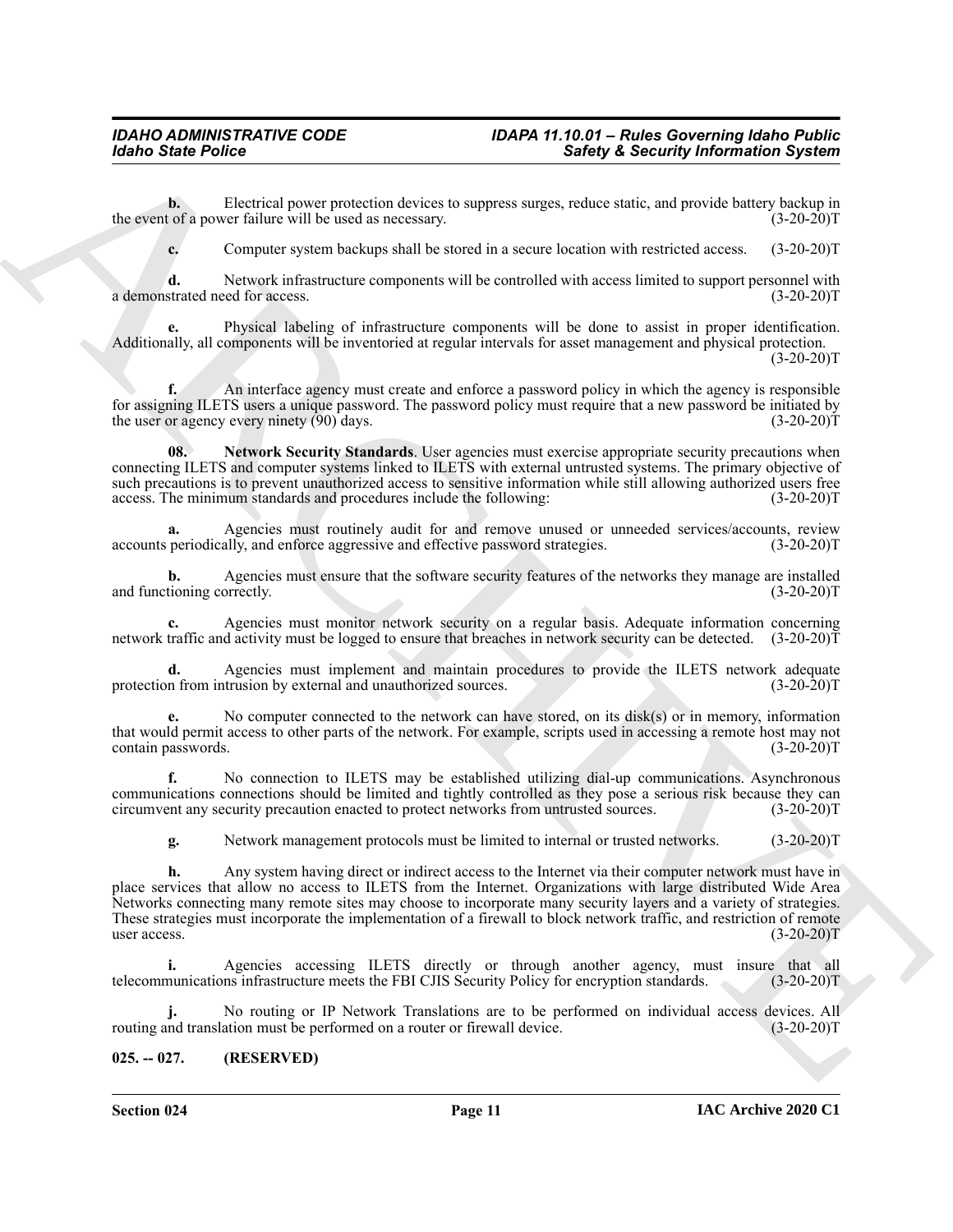**b.** Electrical power protection devices to suppress surges, reduce static, and provide battery backup in the event of a power failure will be used as necessary. (3-20-20)T

**c.** Computer system backups shall be stored in a secure location with restricted access. (3-20-20)T

**d.** Network infrastructure components will be controlled with access limited to support personnel with a demonstrated need for access. (3-20-20)T

**e.** Physical labeling of infrastructure components will be done to assist in proper identification. Additionally, all components will be inventoried at regular intervals for asset management and physical protection. (3-20-20)T

**f.** An interface agency must create and enforce a password policy in which the agency is responsible for assigning ILETS users a unique password. The password policy must require that a new password be initiated by the user or agency every ninety (90) days. (3-20-20)T

**08. Network Security Standards**. User agencies must exercise appropriate security precautions when connecting ILETS and computer systems linked to ILETS with external untrusted systems. The primary objective of such precautions is to prevent unauthorized access to sensitive information while still allowing authorized users free access. The minimum standards and procedures include the following: (3-20-20)T

**a.** Agencies must routinely audit for and remove unused or unneeded services/accounts, review accounts periodically, and enforce aggressive and effective password strategies. (3-20-20)T

**b.** Agencies must ensure that the software security features of the networks they manage are installed and functioning correctly. (3-20-20)T

**c.** Agencies must monitor network security on a regular basis. Adequate information concerning network traffic and activity must be logged to ensure that breaches in network security can be detected. (3-20-20)T

**d.** Agencies must implement and maintain procedures to provide the ILETS network adequate protection from intrusion by external and unauthorized sources. (3-20-20)T

**e.** No computer connected to the network can have stored, on its disk(s) or in memory, information that would permit access to other parts of the network. For example, scripts used in accessing a remote host may not contain passwords. (3-20-20)T

**f.** No connection to ILETS may be established utilizing dial-up communications. Asynchronous communications connections should be limited and tightly controlled as they pose a serious risk because they can circumvent any security precaution enacted to protect networks from untrusted sources. (3-20-20)T

**g.** Network management protocols must be limited to internal or trusted networks. (3-20-20)T

**h.** Any system having direct or indirect access to the Internet via their computer network must have in place services that allow no access to ILETS from the Internet. Organizations with large distributed Wide Area Networks connecting many remote sites may choose to incorporate many security layers and a variety of strategies. These strategies must incorporate the implementation of a firewall to block network traffic, and restriction of remote user access. (3-20-20)T

**i.** Agencies accessing ILETS directly or through another agency, must insure that all telecommunications infrastructure meets the FBI CJIS Security Policy for encryption standards. (3-20-20)T

**j.** No routing or IP Network Translations are to be performed on individual access devices. All routing and translation must be performed on a router or firewall device. (3-20-20)T

## 025. -- 027. (RESERVED)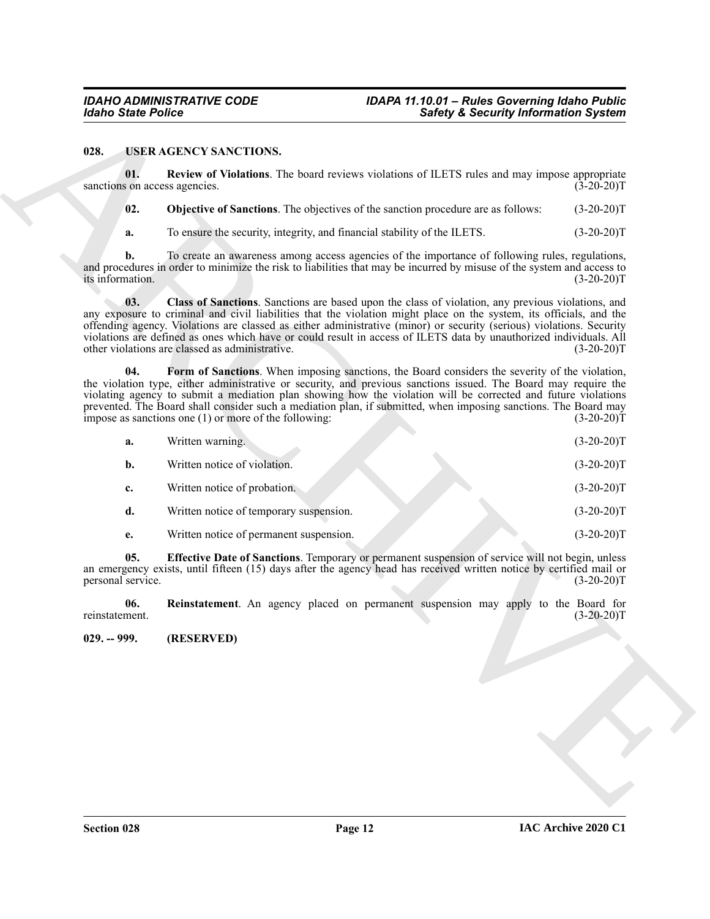**028. USER AGENCY SANCTIONS.**

**01. Review of Violations**. The board reviews violations of ILETS rules and may impose appropriate sanctions on access agencies. (3-20-20)T

**02. Objective of Sanctions**. The objectives of the sanction procedure are as follows: (3-20-20)T

**a.** To ensure the security, integrity, and financial stability of the ILETS. (3-20-20)T

**b.** To create an awareness among access agencies of the importance of following rules, regulations, and procedures in order to minimize the risk to liabilities that may be incurred by misuse of the system and access to its information. (3-20-20)T

**03. Class of Sanctions**. Sanctions are based upon the class of violation, any previous violations, and any exposure to criminal and civil liabilities that the violation might place on the system, its officials, and the offending agency. Violations are classed as either administrative (minor) or security (serious) violations. Security violations are defined as ones which have or could result in access of ILETS data by unauthorized individuals. All other violations are classed as administrative. (3-20-20)T

**04. Form of Sanctions**. When imposing sanctions, the Board considers the severity of the violation, the violation type, either administrative or security, and previous sanctions issued. The Board may require the violating agency to submit a mediation plan showing how the violation will be corrected and future violations prevented. The Board shall consider such a mediation plan, if submitted, when imposing sanctions. The Board may impose as sanctions one (1) or more of the following: (3-20-20)T

**a.** Written warning. (3-20-20)T

**b.** Written notice of violation. (3-20-20)T

**c.** Written notice of probation. (3-20-20)T

**d.** Written notice of temporary suspension. (3-20-20)T

**e.** Written notice of permanent suspension. (3-20-20)T

**05. Effective Date of Sanctions**. Temporary or permanent suspension of service will not begin, unless an emergency exists, until fifteen (15) days after the agency head has received written notice by certified mail or personal service. (3-20-20)T

**06. Reinstatement**. An agency placed on permanent suspension may apply to the Board for reinstatement. (3-20-20)T

**029. -- 999. (RESERVED)**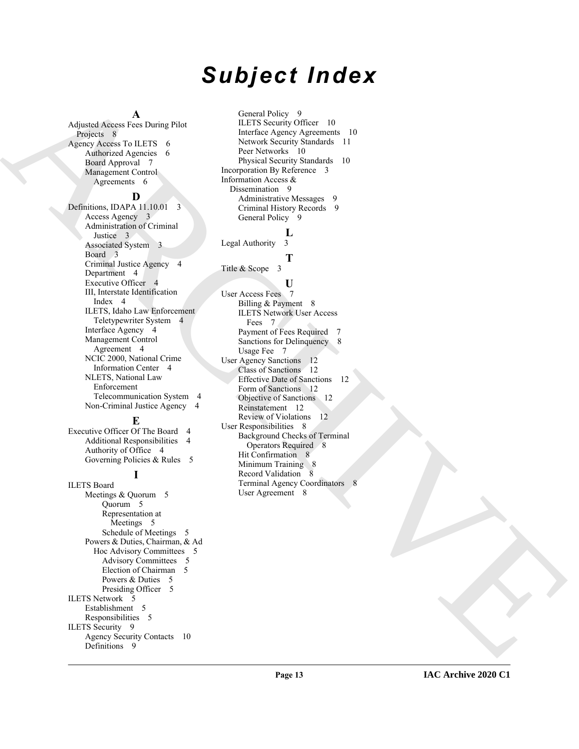# Subject Index

**A**

Adjusted Access Fees During Pilot Projects 8

Agency Access To ILETS 6
- Authorized Agencies 6
- Board Approval 7
- Management Control Agreements 6

**D**

Definitions, IDAPA 11.10.01 3
- Access Agency 3
- Administration of Criminal Justice 3
- Associated System 3
- Board 3
- Criminal Justice Agency 4
- Department 4
- Executive Officer 4
- III, Interstate Identification Index 4
- ILETS, Idaho Law Enforcement Teletypewriter System 4
- Interface Agency 4
- Management Control Agreement 4
- NCIC 2000, National Crime Information Center 4
- NLETS, National Law Enforcement Telecommunication System 4
- Non-Criminal Justice Agency 4

**E**

Executive Officer Of The Board 4
- Additional Responsibilities 4
- Authority of Office 4
- Governing Policies & Rules 5

**I**

ILETS Board
- Meetings & Quorum 5
  - Quorum 5
  - Representation at Meetings 5
  - Schedule of Meetings 5
- Powers & Duties, Chairman, & Ad Hoc Advisory Committees 5
  - Advisory Committees 5
  - Election of Chairman 5
  - Powers & Duties 5
  - Presiding Officer 5

ILETS Network 5
- Establishment 5
- Responsibilities 5

ILETS Security 9
- Agency Security Contacts 10
- Definitions 9
- General Policy 9
- ILETS Security Officer 10
- Interface Agency Agreements 10
- Network Security Standards 11
- Peer Networks 10
- Physical Security Standards 10

Incorporation By Reference 3

Information Access & Dissemination 9
- Administrative Messages 9
- Criminal History Records 9
- General Policy 9

**L**

Legal Authority 3

**T**

Title & Scope 3

**U**

User Access Fees 7
- Billing & Payment 8
- ILETS Network User Access Fees 7
- Payment of Fees Required 7
- Sanctions for Delinquency 8
- Usage Fee 7

User Agency Sanctions 12
- Class of Sanctions 12
- Effective Date of Sanctions 12
- Form of Sanctions 12
- Objective of Sanctions 12
- Reinstatement 12
- Review of Violations 12

User Responsibilities 8
- Background Checks of Terminal Operators Required 8
- Hit Confirmation 8
- Minimum Training 8
- Record Validation 8
- Terminal Agency Coordinators 8
- User Agreement 8